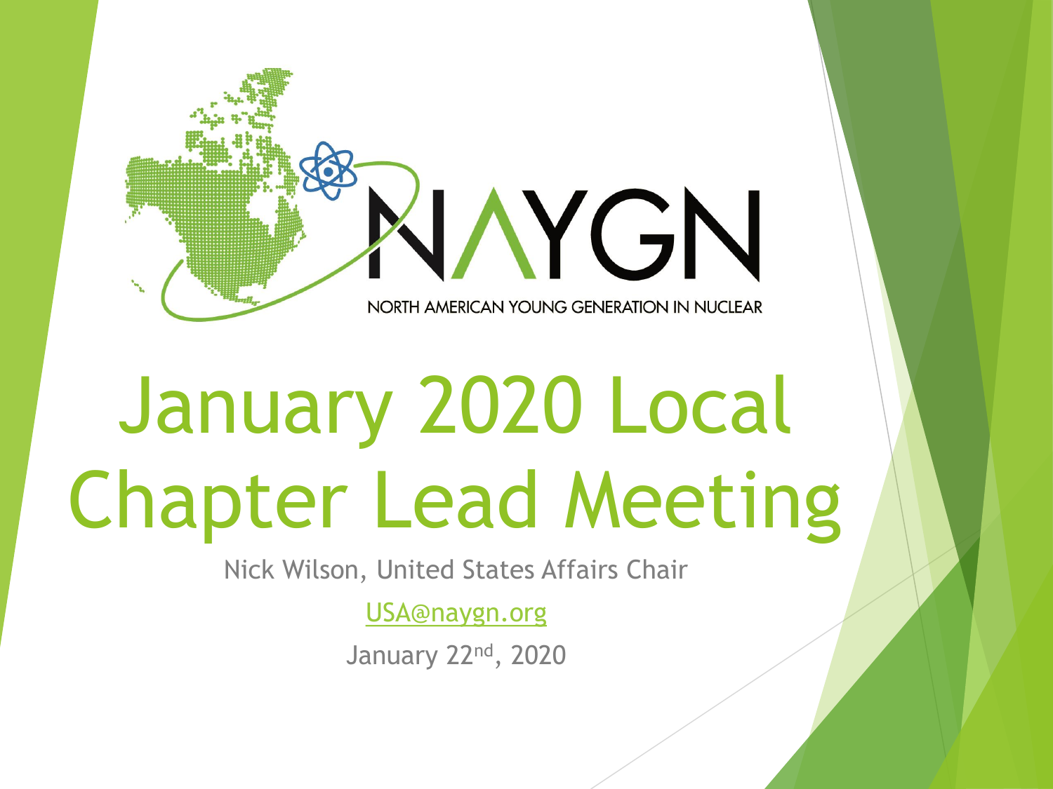NAYGN

NORTH AMERICAN YOUNG GENERATION IN NUCLEAR

# January 2020 Local Chapter Lead Meeting

Nick Wilson, United States Affairs Chair

USA@naygn.org

January 22nd, 2020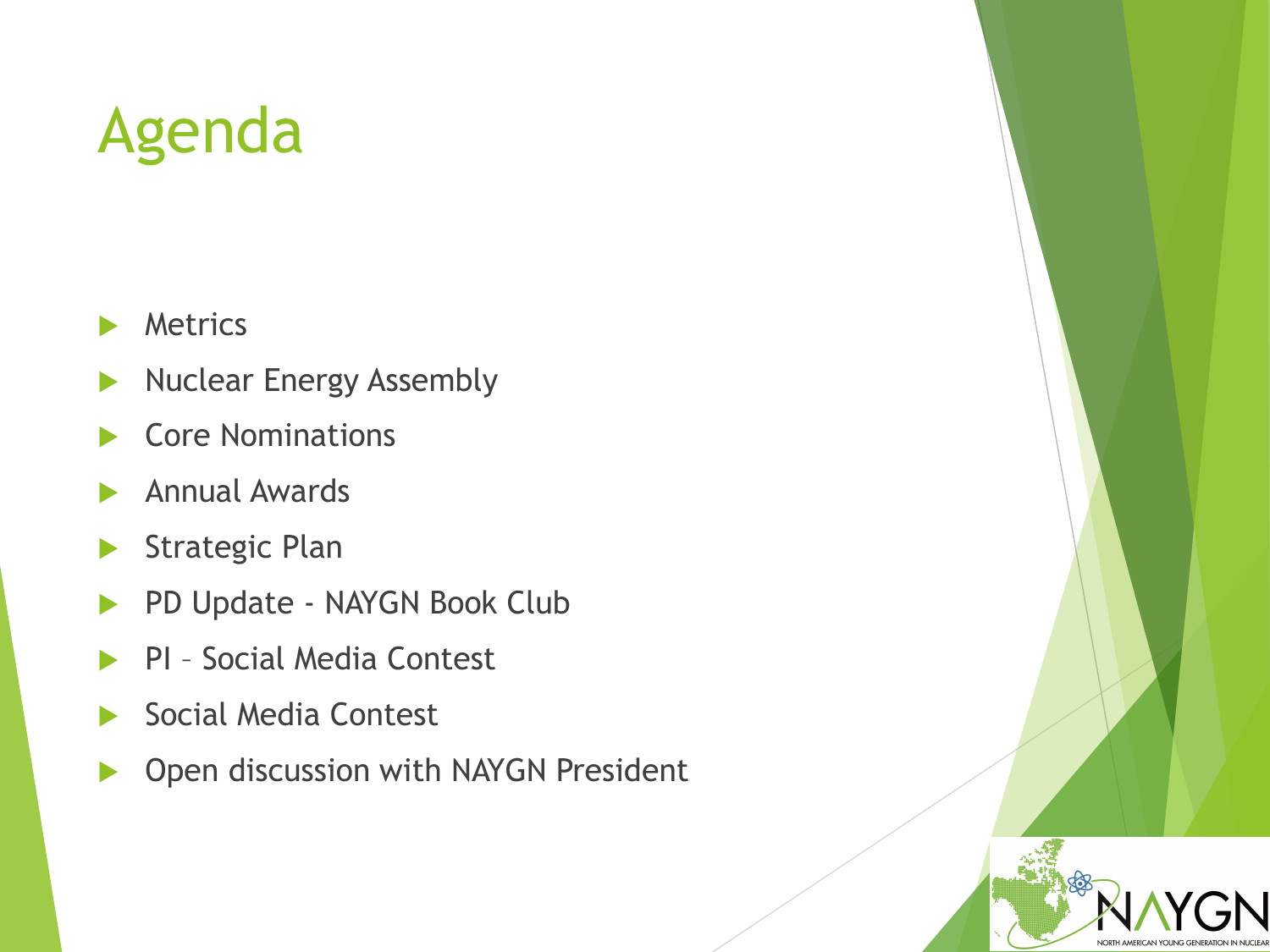# Agenda

- Metrics
- Nuclear Energy Assembly
- Core Nominations
- Annual Awards
- Strategic Plan
- PD Update - NAYGN Book Club
- PI – Social Media Contest
- Social Media Contest
- Open discussion with NAYGN President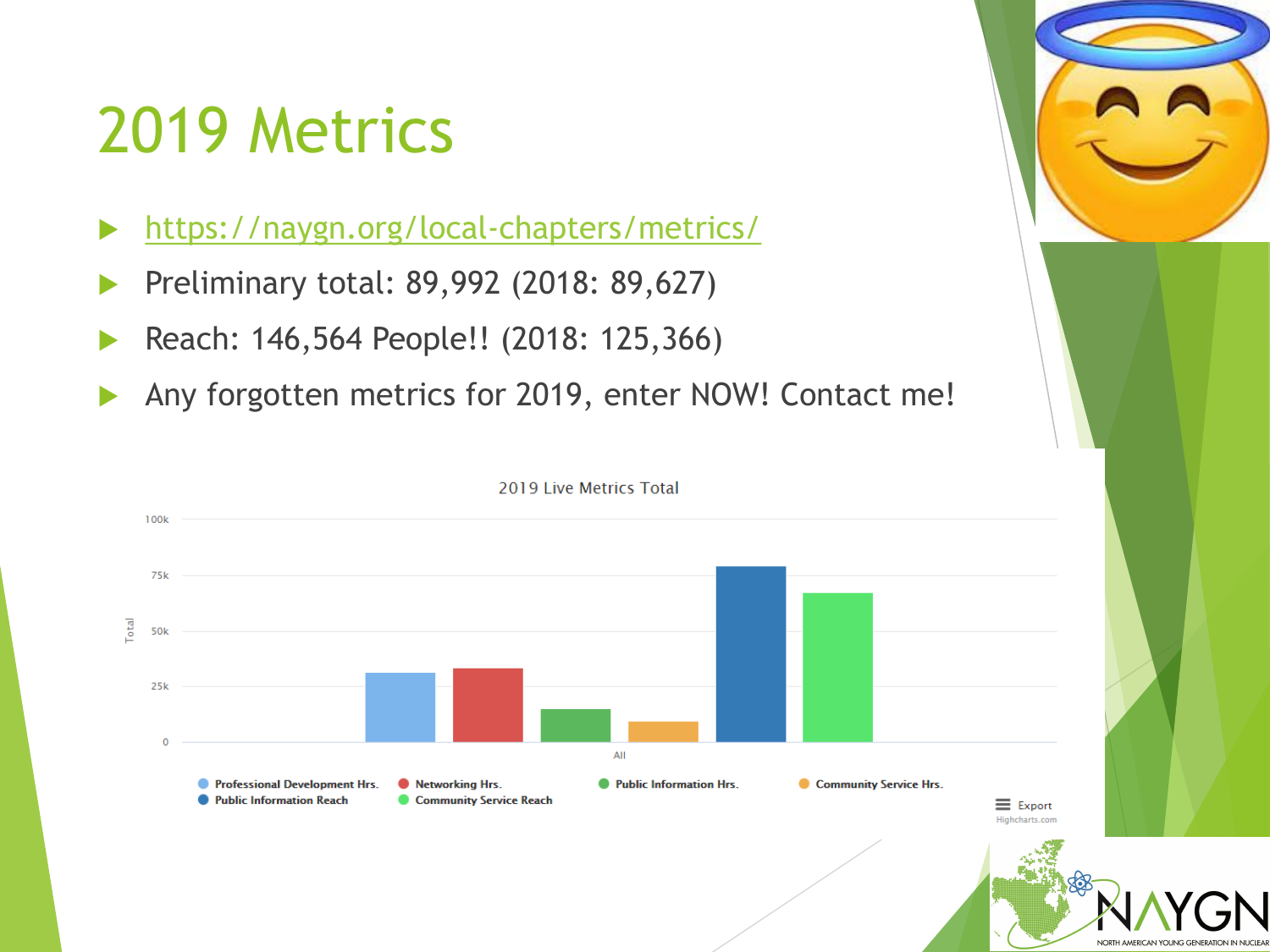# 2019 Metrics

- https://naygn.org/local-chapters/metrics/
- Preliminary total: 89,992 (2018: 89,627)
- Reach: 146,564 People!! (2018: 125,366)
- Any forgotten metrics for 2019, enter NOW! Contact me!

2019 Live Metrics Total

Total

100k
75k
50k
25k
0

All

Professional Development Hrs. Networking Hrs. Public Information Hrs. Community Service Hrs. Public Information Reach Community Service Reach

Export
Highcharts.com

NAYGN
NORTH AMERICAN YOUNG GENERATION IN NUCLEAR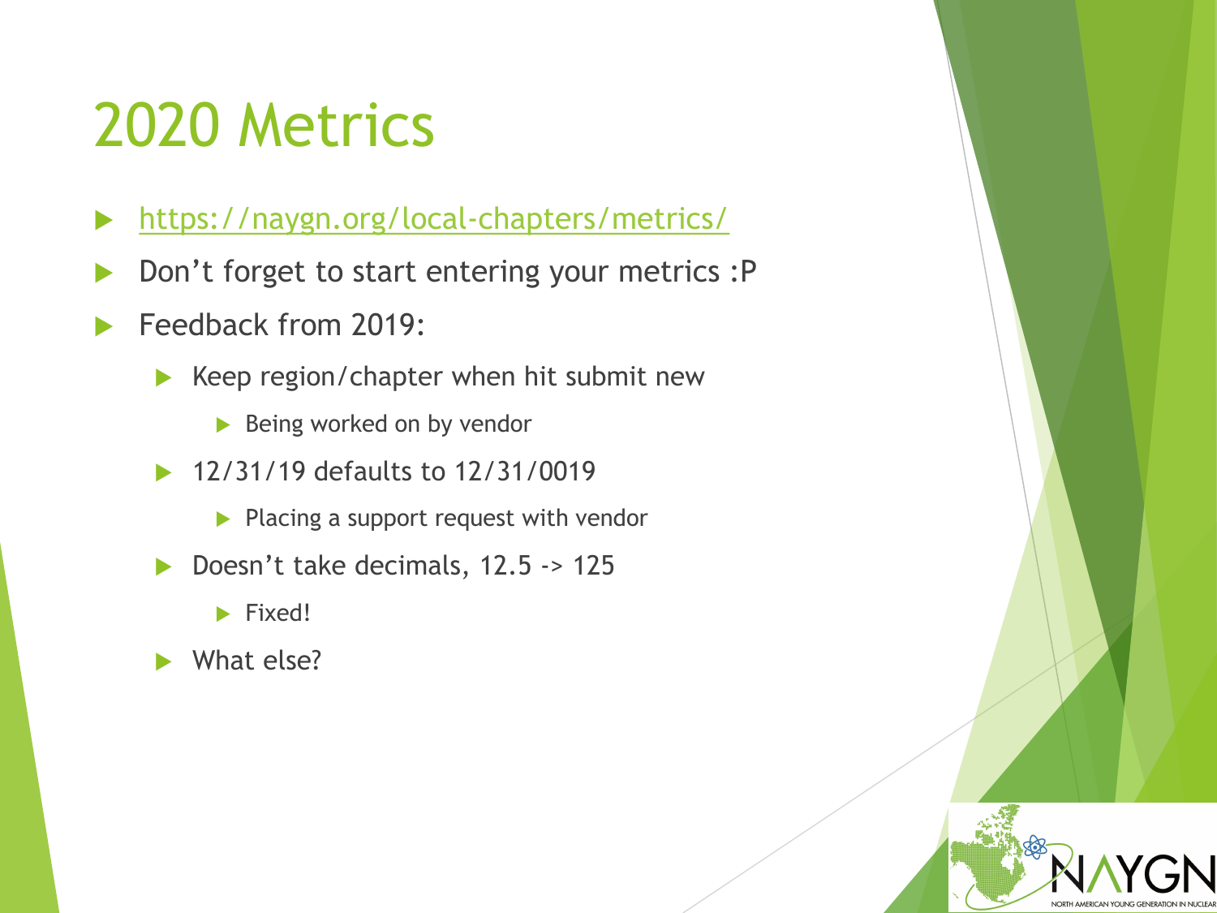# 2020 Metrics

- https://naygn.org/local-chapters/metrics/
- Don't forget to start entering your metrics :P
- Feedback from 2019:
  - Keep region/chapter when hit submit new
    - Being worked on by vendor
  - 12/31/19 defaults to 12/31/0019
    - Placing a support request with vendor
  - Doesn't take decimals, 12.5 -> 125
    - Fixed!
  - What else?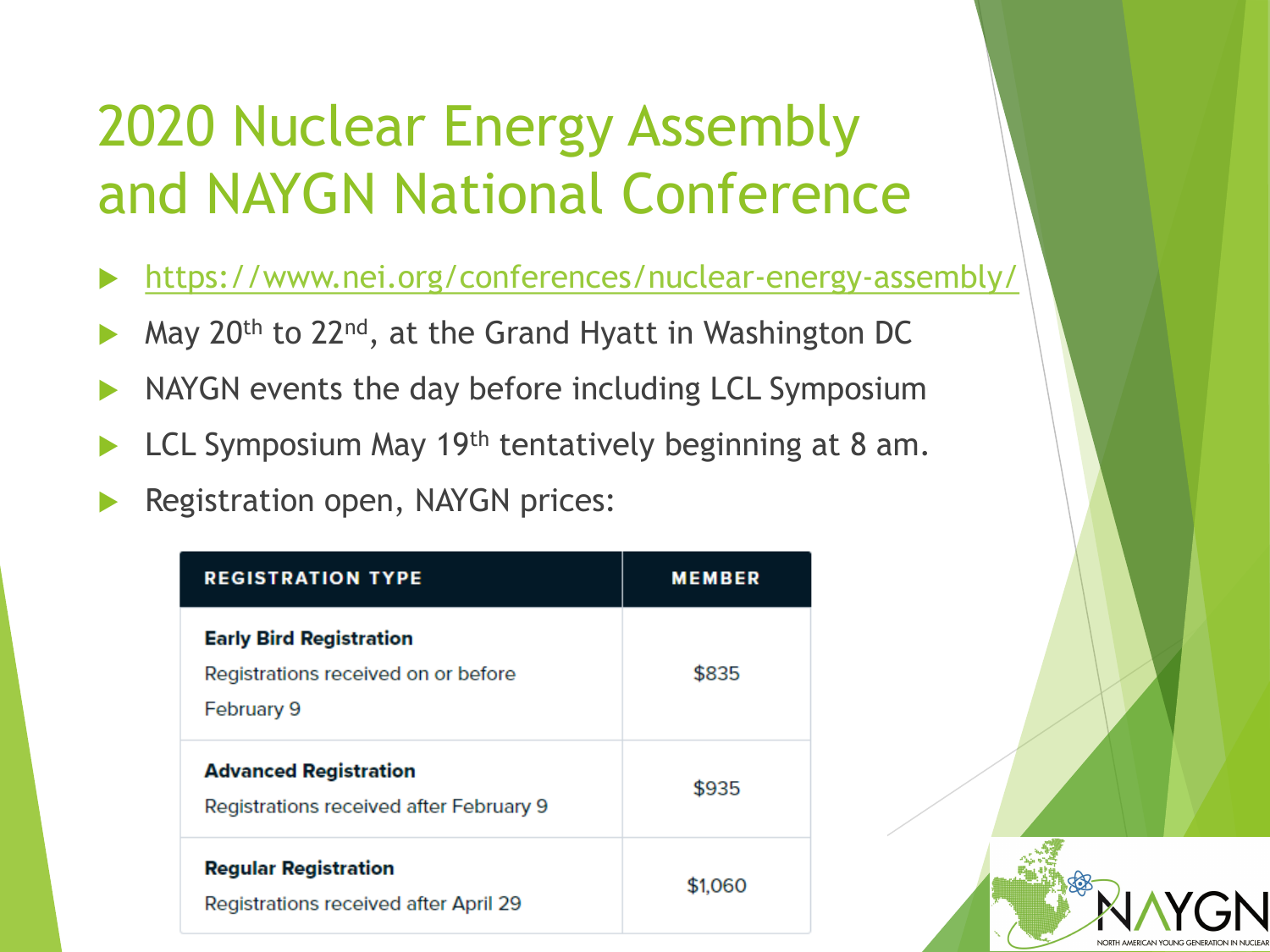# 2020 Nuclear Energy Assembly and NAYGN National Conference

- https://www.nei.org/conferences/nuclear-energy-assembly/
- May 20th to 22nd, at the Grand Hyatt in Washington DC
- NAYGN events the day before including LCL Symposium
- LCL Symposium May 19th tentatively beginning at 8 am.
- Registration open, NAYGN prices:

| REGISTRATION TYPE | MEMBER |
|---|---|
| **Early Bird Registration**<br>Registrations received on or before February 9 | $835 |
| **Advanced Registration**<br>Registrations received after February 9 | $935 |
| **Regular Registration**<br>Registrations received after April 29 | $1,060 |

NAYGN
NORTH AMERICAN YOUNG GENERATION IN NUCLEAR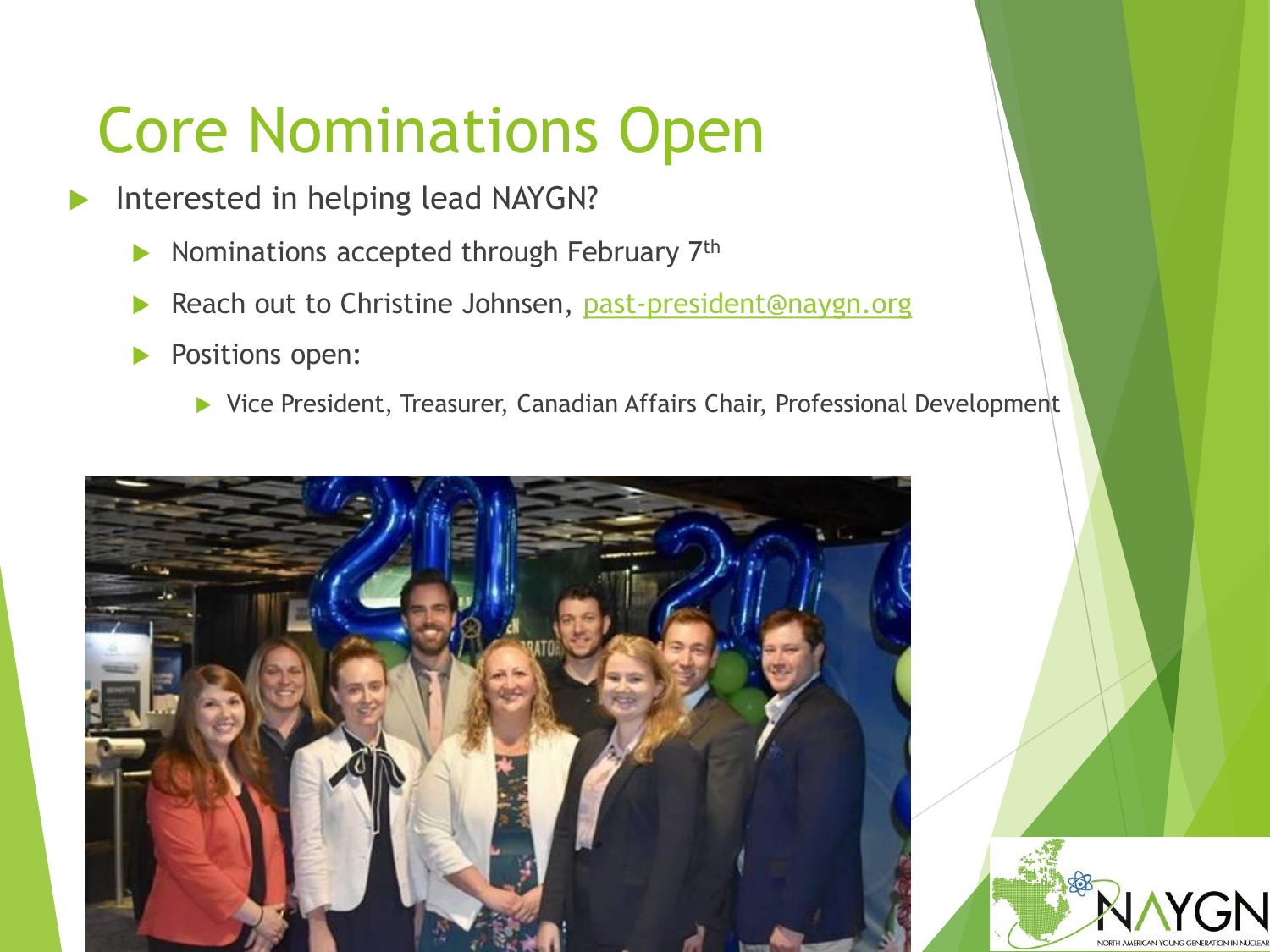# Core Nominations Open

- Interested in helping lead NAYGN?
  - Nominations accepted through February 7th
  - Reach out to Christine Johnsen, past-president@naygn.org
  - Positions open:
    - Vice President, Treasurer, Canadian Affairs Chair, Professional Development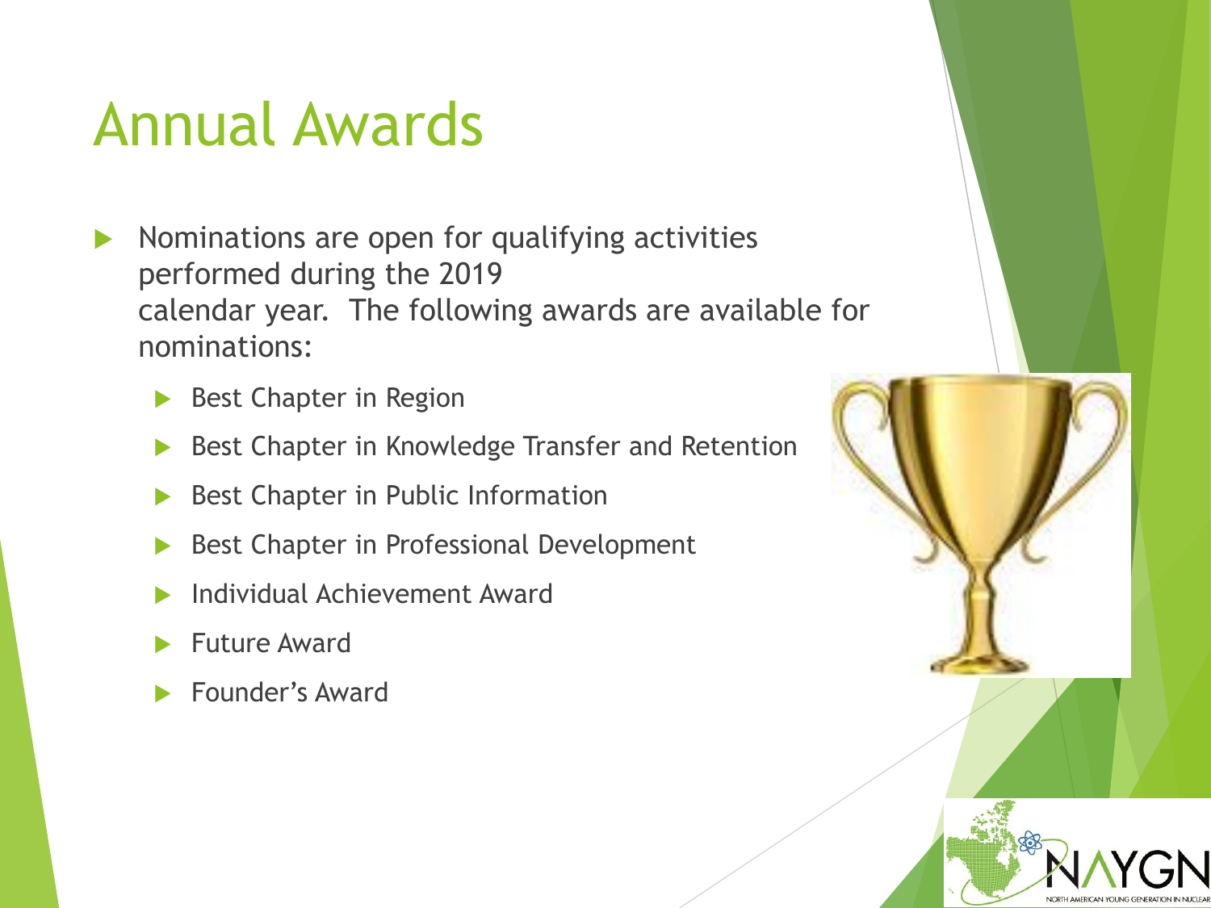# Annual Awards

- Nominations are open for qualifying activities performed during the 2019 calendar year. The following awards are available for nominations:
  - Best Chapter in Region
  - Best Chapter in Knowledge Transfer and Retention
  - Best Chapter in Public Information
  - Best Chapter in Professional Development
  - Individual Achievement Award
  - Future Award
  - Founder's Award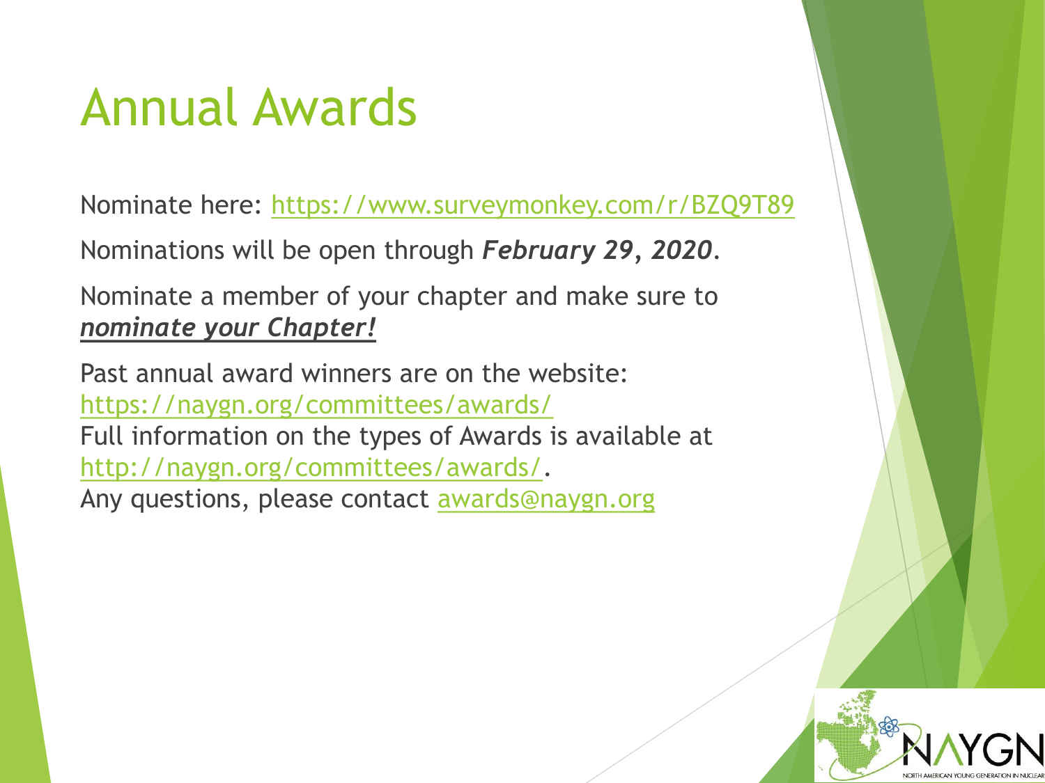# Annual Awards

Nominate here: https://www.surveymonkey.com/r/BZQ9T89

Nominations will be open through ***February 29, 2020***.

Nominate a member of your chapter and make sure to ***nominate your Chapter!***

Past annual award winners are on the website: https://naygn.org/committees/awards/
Full information on the types of Awards is available at http://naygn.org/committees/awards/.
Any questions, please contact awards@naygn.org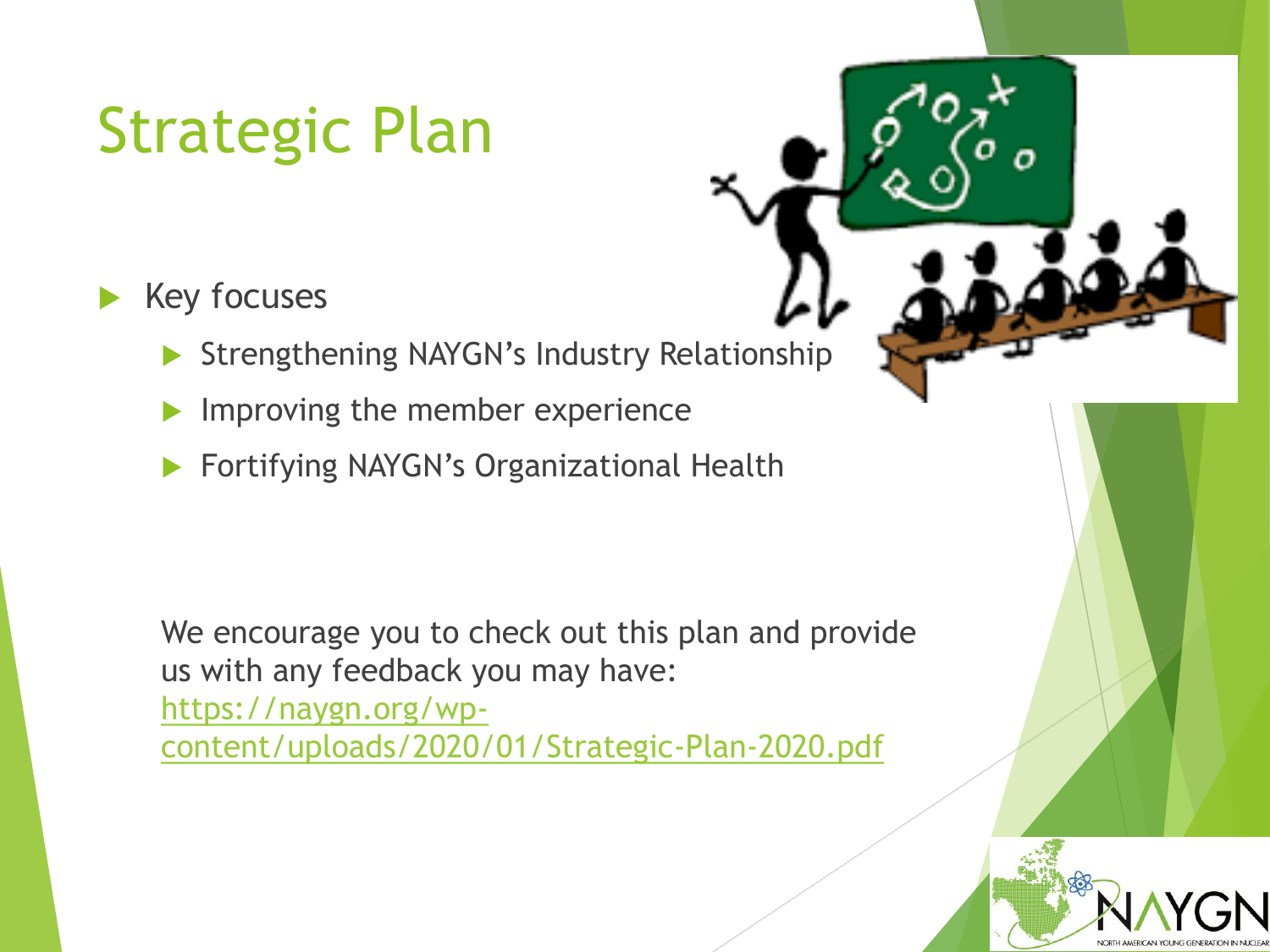# Strategic Plan

- Key focuses
  - Strengthening NAYGN's Industry Relationship
  - Improving the member experience
  - Fortifying NAYGN's Organizational Health

We encourage you to check out this plan and provide us with any feedback you may have: https://naygn.org/wp-content/uploads/2020/01/Strategic-Plan-2020.pdf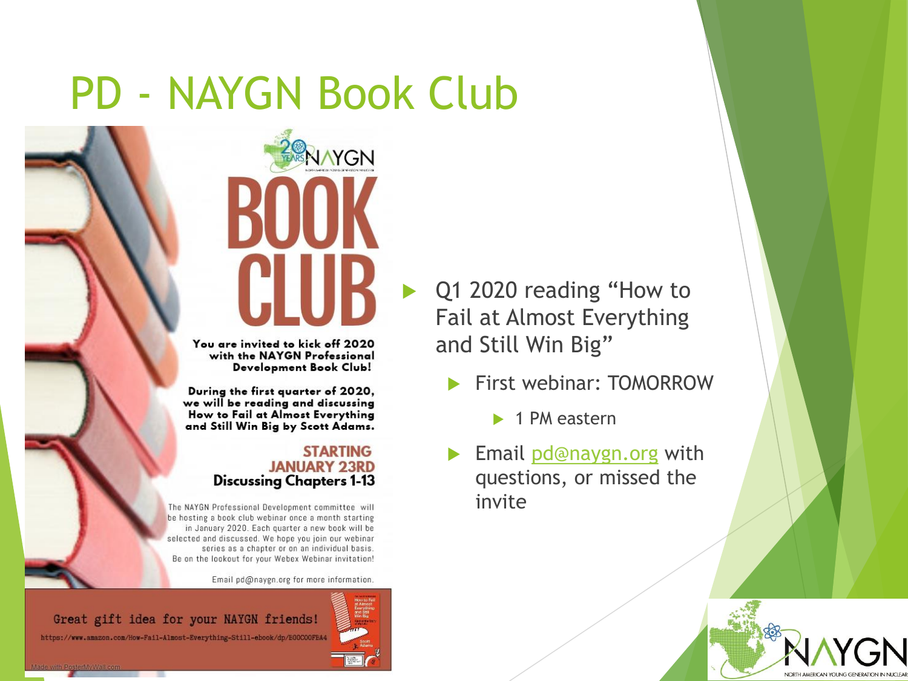# PD - NAYGN Book Club

20 YEARS NAYGN

NORTH AMERICAN YOUNG GENERATION IN NUCLEAR

# BOOK CLUB

**You are invited to kick off 2020 with the NAYGN Professional Development Book Club!**

**During the first quarter of 2020, we will be reading and discussing How to Fail at Almost Everything and Still Win Big by Scott Adams.**

**STARTING JANUARY 23RD**

**Discussing Chapters 1-13**

The NAYGN Professional Development committee will be hosting a book club webinar once a month starting in January 2020. Each quarter a new book will be selected and discussed. We hope you join our webinar series as a chapter or on an individual basis. Be on the lookout for your Webex Webinar invitation!

Email pd@naygn.org for more information.

Great gift idea for your NAYGN friends!

https://www.amazon.com/How-Fail-Almost-Everything-Still-ebook/dp/B00COOFEA4

Made with PosterMyWall.com

- Q1 2020 reading "How to Fail at Almost Everything and Still Win Big"
  - First webinar: TOMORROW
    - 1 PM eastern
  - Email pd@naygn.org with questions, or missed the invite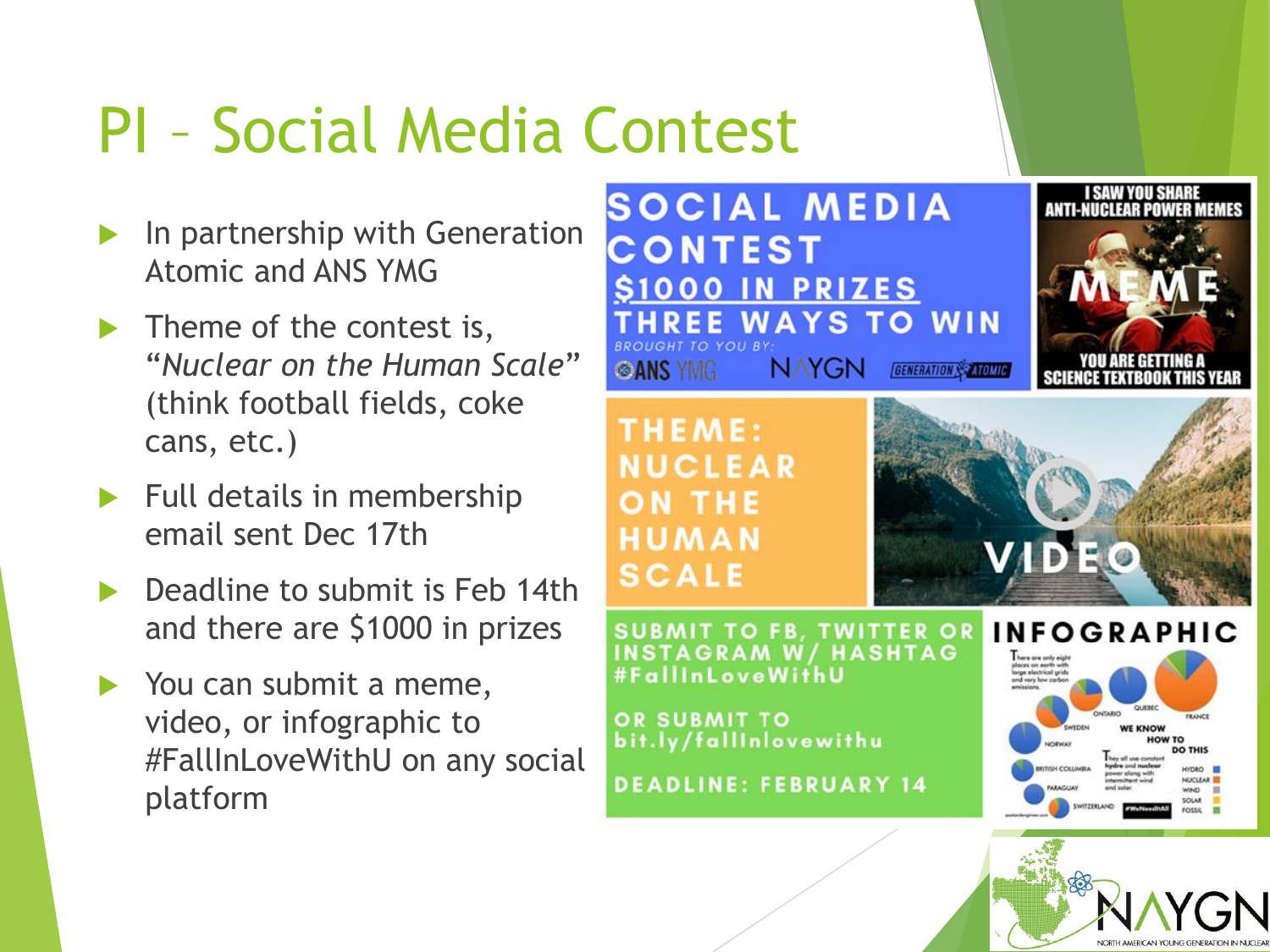# PI – Social Media Contest

- In partnership with Generation Atomic and ANS YMG
- Theme of the contest is, "*Nuclear on the Human Scale*" (think football fields, coke cans, etc.)
- Full details in membership email sent Dec 17th
- Deadline to submit is Feb 14th and there are $1000 in prizes
- You can submit a meme, video, or infographic to #FallInLoveWithU on any social platform

SOCIAL MEDIA CONTEST
$1000 IN PRIZES
THREE WAYS TO WIN
BROUGHT TO YOU BY: ANS YMG NAYGN GENERATION ATOMIC

THEME: NUCLEAR ON THE HUMAN SCALE

SUBMIT TO FB, TWITTER OR INSTAGRAM W/ HASHTAG #FallInLoveWithU

OR SUBMIT TO bit.ly/fallinlovewithu

DEADLINE: FEBRUARY 14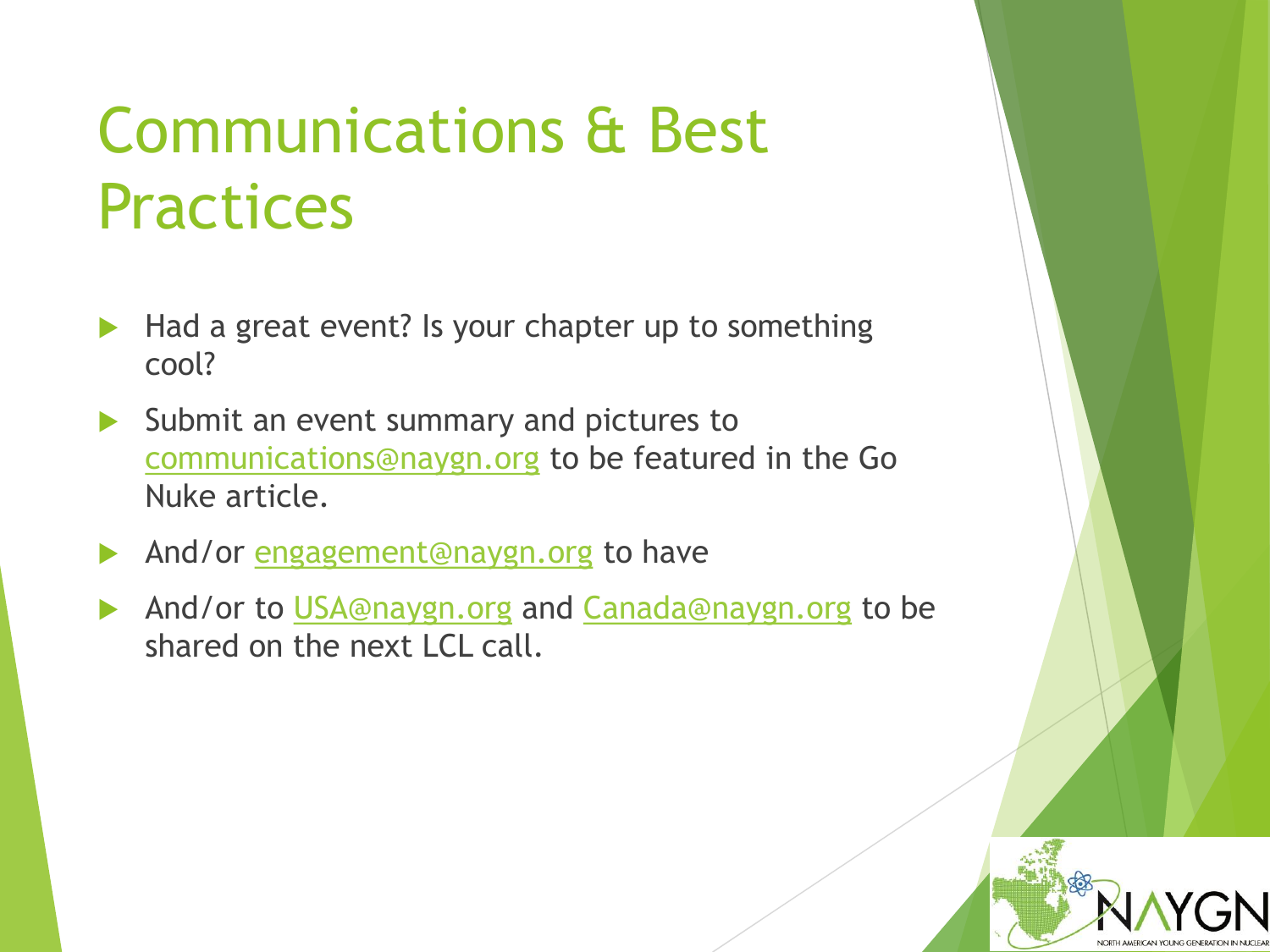# Communications & Best Practices

- Had a great event? Is your chapter up to something cool?
- Submit an event summary and pictures to communications@naygn.org to be featured in the Go Nuke article.
- And/or engagement@naygn.org to have
- And/or to USA@naygn.org and Canada@naygn.org to be shared on the next LCL call.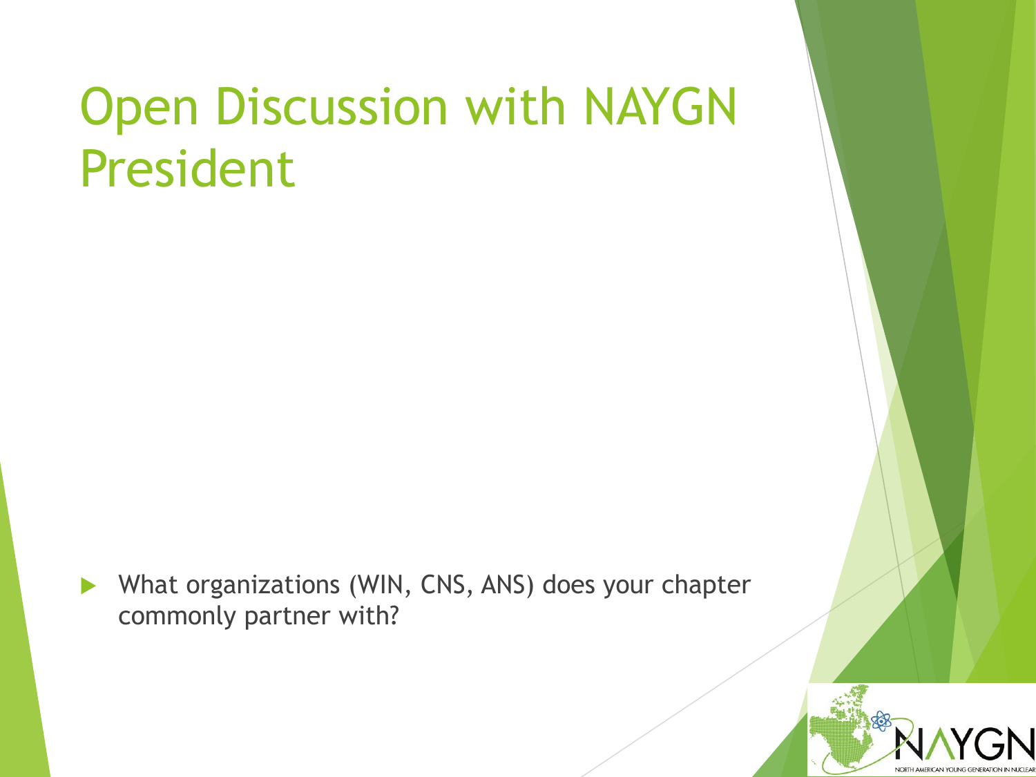# Open Discussion with NAYGN President

- What organizations (WIN, CNS, ANS) does your chapter commonly partner with?